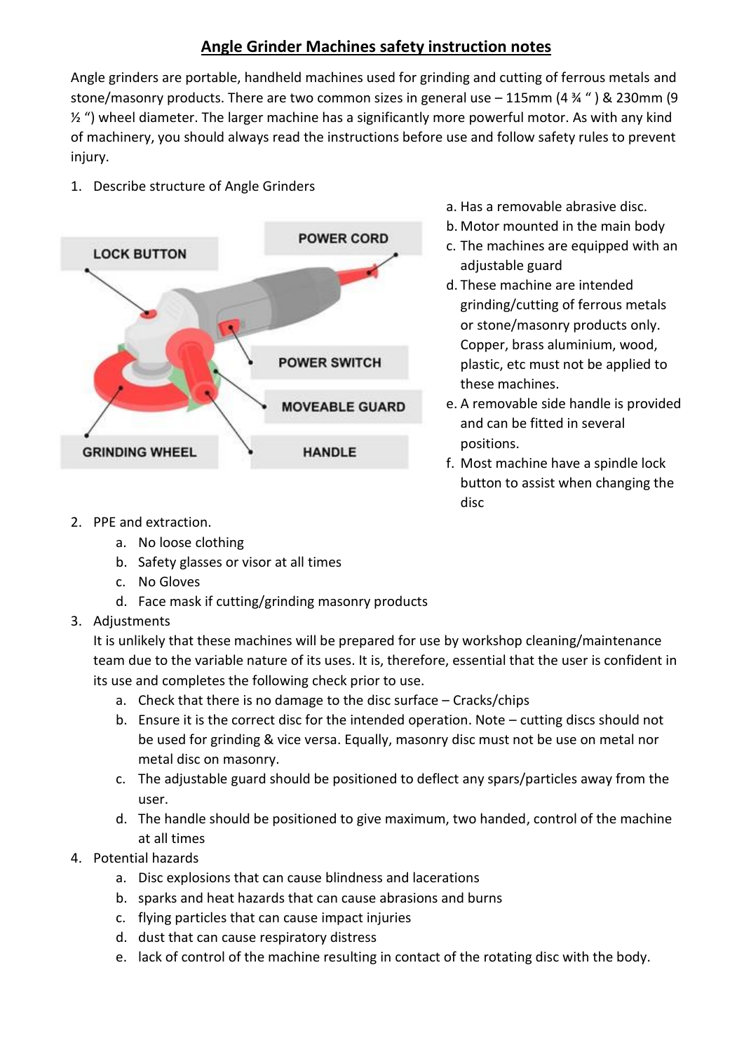# Angle Grinder Machines safety instruction notes

Angle grinders are portable, handheld machines used for grinding and cutting of ferrous metals and stone/masonry products. There are two common sizes in general use – 115mm (4 ¾ " ) & 230mm (9 ½ ") wheel diameter. The larger machine has a significantly more powerful motor. As with any kind of machinery, you should always read the instructions before use and follow safety rules to prevent injury.

1. Describe structure of Angle Grinders

LOCK BUTTON

POWER CORD

POWER SWITCH

MOVEABLE GUARD

GRINDING WHEEL

HANDLE

   a. Has a removable abrasive disc.
   b. Motor mounted in the main body
   c. The machines are equipped with an adjustable guard
   d. These machine are intended grinding/cutting of ferrous metals or stone/masonry products only. Copper, brass aluminium, wood, plastic, etc must not be applied to these machines.
   e. A removable side handle is provided and can be fitted in several positions.
   f. Most machine have a spindle lock button to assist when changing the disc

2. PPE and extraction.
   a. No loose clothing
   b. Safety glasses or visor at all times
   c. No Gloves
   d. Face mask if cutting/grinding masonry products

3. Adjustments

   It is unlikely that these machines will be prepared for use by workshop cleaning/maintenance team due to the variable nature of its uses. It is, therefore, essential that the user is confident in its use and completes the following check prior to use.

   a. Check that there is no damage to the disc surface – Cracks/chips
   b. Ensure it is the correct disc for the intended operation. Note – cutting discs should not be used for grinding & vice versa. Equally, masonry disc must not be use on metal nor metal disc on masonry.
   c. The adjustable guard should be positioned to deflect any spars/particles away from the user.
   d. The handle should be positioned to give maximum, two handed, control of the machine at all times

4. Potential hazards
   a. Disc explosions that can cause blindness and lacerations
   b. sparks and heat hazards that can cause abrasions and burns
   c. flying particles that can cause impact injuries
   d. dust that can cause respiratory distress
   e. lack of control of the machine resulting in contact of the rotating disc with the body.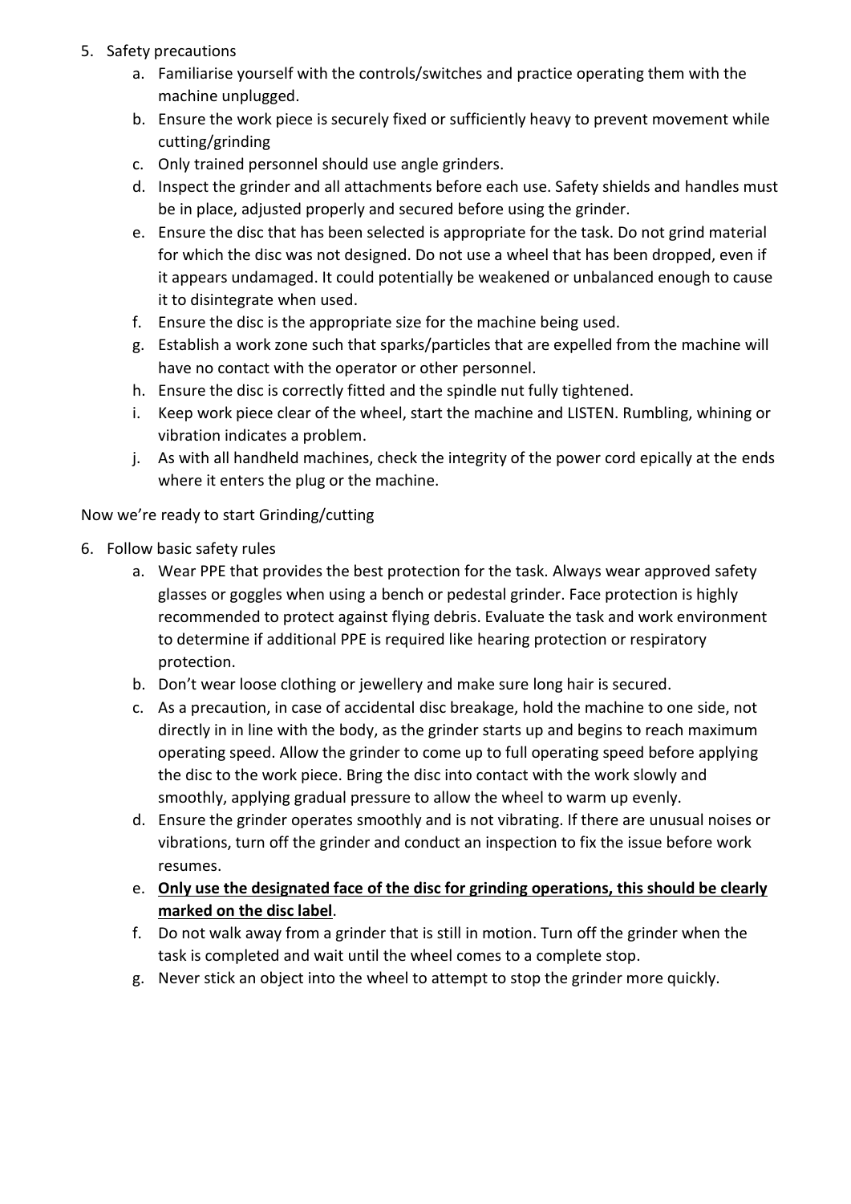5. Safety precautions
    a. Familiarise yourself with the controls/switches and practice operating them with the machine unplugged.
    b. Ensure the work piece is securely fixed or sufficiently heavy to prevent movement while cutting/grinding
    c. Only trained personnel should use angle grinders.
    d. Inspect the grinder and all attachments before each use. Safety shields and handles must be in place, adjusted properly and secured before using the grinder.
    e. Ensure the disc that has been selected is appropriate for the task. Do not grind material for which the disc was not designed. Do not use a wheel that has been dropped, even if it appears undamaged. It could potentially be weakened or unbalanced enough to cause it to disintegrate when used.
    f. Ensure the disc is the appropriate size for the machine being used.
    g. Establish a work zone such that sparks/particles that are expelled from the machine will have no contact with the operator or other personnel.
    h. Ensure the disc is correctly fitted and the spindle nut fully tightened.
    i. Keep work piece clear of the wheel, start the machine and LISTEN. Rumbling, whining or vibration indicates a problem.
    j. As with all handheld machines, check the integrity of the power cord epically at the ends where it enters the plug or the machine.

Now we're ready to start Grinding/cutting

6. Follow basic safety rules
    a. Wear PPE that provides the best protection for the task. Always wear approved safety glasses or goggles when using a bench or pedestal grinder. Face protection is highly recommended to protect against flying debris. Evaluate the task and work environment to determine if additional PPE is required like hearing protection or respiratory protection.
    b. Don't wear loose clothing or jewellery and make sure long hair is secured.
    c. As a precaution, in case of accidental disc breakage, hold the machine to one side, not directly in in line with the body, as the grinder starts up and begins to reach maximum operating speed. Allow the grinder to come up to full operating speed before applying the disc to the work piece. Bring the disc into contact with the work slowly and smoothly, applying gradual pressure to allow the wheel to warm up evenly.
    d. Ensure the grinder operates smoothly and is not vibrating. If there are unusual noises or vibrations, turn off the grinder and conduct an inspection to fix the issue before work resumes.
    e. **Only use the designated face of the disc for grinding operations, this should be clearly marked on the disc label**.
    f. Do not walk away from a grinder that is still in motion. Turn off the grinder when the task is completed and wait until the wheel comes to a complete stop.
    g. Never stick an object into the wheel to attempt to stop the grinder more quickly.